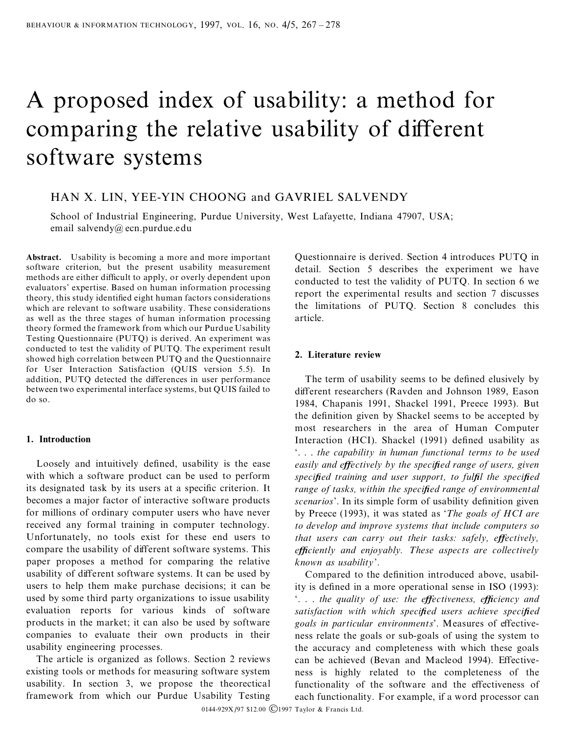# A proposed index of usability: a method for comparing the relative usability of different software systems

HAN X. LIN, YEE-YIN CHOONG and GAVRIEL SALVENDY

School of Industrial Engineering, Purdue University, West Lafayette, Indiana 47907, USA; email salvendy@ecn.purdue.edu

**Abstract.** Usability is becoming a more and more important software criterion, but the present usability measurement methods are either difficult to apply, or overly dependent upon evaluators' expertise. Based on human information processing theory, this study identified eight human factors considerations which are relevant to software usability. These considerations as well as the three stages of human information processing theory formed the framework from which our Purdue Usability Testing Questionnaire (PUTQ) is derived. An experiment was conducted to test the validity of PUTQ. The experiment result showed high correlation between PUTQ and the Questionnaire for User Interaction Satisfaction (QUIS version 5.5). In addition, PUTQ detected the differences in user performance between two experimental interface systems, but QUIS failed to do so.

## 1. Introduction

Loosely and intuitively defined, usability is the ease with which a software product can be used to perform its designated task by its users at a specific criterion. It becomes a major factor of interactive software products for millions of ordinary computer users who have never received any formal training in computer technology. Unfortunately, no tools exist for these end users to compare the usability of different software systems. This paper proposes a method for comparing the relative usability of different software systems. It can be used by users to help them make purchase decisions; it can be used by some third party organizations to issue usability evaluation reports for various kinds of software products in the market; it can also be used by software companies to evaluate their own products in their usability engineering processes.

The article is organized as follows. Section 2 reviews existing tools or methods for measuring software system usability. In section 3, we propose the theorectical framework from which our Purdue Usability Testing Questionnaire is derived. Section 4 introduces PUTQ in detail. Section 5 describes the experiment we have conducted to test the validity of PUTQ. In section 6 we report the experimental results and section 7 discusses the limitations of PUTQ. Section 8 concludes this article.

## 2. Literature review

The term of usability seems to be defined elusively by different researchers (Ravden and Johnson 1989, Eason 1984, Chapanis 1991, Shackel 1991, Preece 1993). But the definition given by Shackel seems to be accepted by most researchers in the area of Human Computer Interaction (HCI). Shackel (1991) defined usability as '. . . *the capability in human functional terms to be used easily and effectively by the specified range of users, given specified training and user support, to fulfil the specified range of tasks, within the specified range of environmental scenarios*'. In its simple form of usability definition given by Preece (1993), it was stated as '*The goals of HCI are to develop and improve systems that include computers so that users can carry out their tasks: safely, effectively, efficiently and enjoyably. These aspects are collectively known as usability*'.

Compared to the definition introduced above, usability is defined in a more operational sense in ISO (1993): '. . . *the quality of use: the effectiveness, efficiency and satisfaction with which specified users achieve specified goals in particular environments*'. Measures of effectiveness relate the goals or sub-goals of using the system to the accuracy and completeness with which these goals can be achieved (Bevan and Macleod 1994). Effectiveness is highly related to the completeness of the functionality of the software and the effectiveness of each functionality. For example, if a word processor can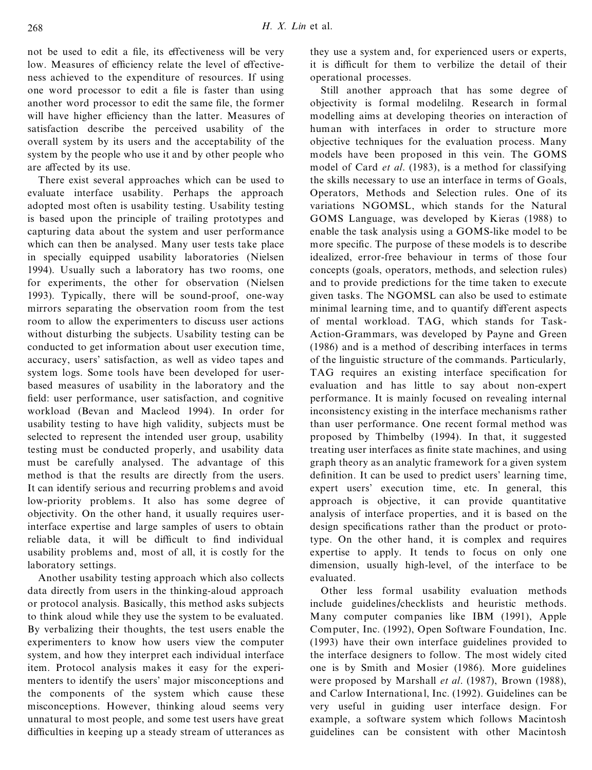not be used to edit a file, its effectiveness will be very low. Measures of efficiency relate the level of effectiveness achieved to the expenditure of resources. If using one word processor to edit a file is faster than using another word processor to edit the same file, the former will have higher efficiency than the latter. Measures of satisfaction describe the perceived usability of the overall system by its users and the acceptability of the system by the people who use it and by other people who are affected by its use.

There exist several approaches which can be used to evaluate interface usability. Perhaps the approach adopted most often is usability testing. Usability testing is based upon the principle of trailing prototypes and capturing data about the system and user performance which can then be analysed. Many user tests take place in specially equipped usability laboratories (Nielsen 1994). Usually such a laboratory has two rooms, one for experiments, the other for observation (Nielsen 1993). Typically, there will be sound-proof, one-way mirrors separating the observation room from the test room to allow the experimenters to discuss user actions without disturbing the subjects. Usability testing can be conducted to get information about user execution time, accuracy, users' satisfaction, as well as video tapes and system logs. Some tools have been developed for user-based measures of usability in the laboratory and the field: user performance, user satisfaction, and cognitive workload (Bevan and Macleod 1994). In order for usability testing to have high validity, subjects must be selected to represent the intended user group, usability testing must be conducted properly, and usability data must be carefully analysed. The advantage of this method is that the results are directly from the users. It can identify serious and recurring problems and avoid low-priority problems. It also has some degree of objectivity. On the other hand, it usually requires user-interface expertise and large samples of users to obtain reliable data, it will be difficult to find individual usability problems and, most of all, it is costly for the laboratory settings.

Another usability testing approach which also collects data directly from users in the thinking-aloud approach or protocol analysis. Basically, this method asks subjects to think aloud while they use the system to be evaluated. By verbalizing their thoughts, the test users enable the experimenters to know how users view the computer system, and how they interpret each individual interface item. Protocol analysis makes it easy for the experimenters to identify the users' major misconceptions and the components of the system which cause these misconceptions. However, thinking aloud seems very unnatural to most people, and some test users have great difficulties in keeping up a steady stream of utterances as they use a system and, for experienced users or experts, it is difficult for them to verbilize the detail of their operational processes.

Still another approach that has some degree of objectivity is formal modeling. Research in formal modelling aims at developing theories on interaction of human with interfaces in order to structure more objective techniques for the evaluation process. Many models have been proposed in this vein. The GOMS model of Card *et al*. (1983), is a method for classifying the skills necessary to use an interface in terms of Goals, Operators, Methods and Selection rules. One of its variations NGOMSL, which stands for the Natural GOMS Language, was developed by Kieras (1988) to enable the task analysis using a GOMS-like model to be more specific. The purpose of these models is to describe idealized, error-free behaviour in terms of those four concepts (goals, operators, methods, and selection rules) and to provide predictions for the time taken to execute given tasks. The NGOMSL can also be used to estimate minimal learning time, and to quantify different aspects of mental workload. TAG, which stands for Task-Action-Grammars, was developed by Payne and Green (1986) and is a method of describing interfaces in terms of the linguistic structure of the commands. Particularly, TAG requires an existing interface specification for evaluation and has little to say about non-expert performance. It is mainly focused on revealing internal inconsistency existing in the interface mechanisms rather than user performance. One recent formal method was proposed by Thimbelby (1994). In that, it suggested treating user interfaces as finite state machines, and using graph theory as an analytic framework for a given system definition. It can be used to predict users' learning time, expert users' execution time, etc. In general, this approach is objective, it can provide quantitative analysis of interface properties, and it is based on the design specifications rather than the product or prototype. On the other hand, it is complex and requires expertise to apply. It tends to focus on only one dimension, usually high-level, of the interface to be evaluated.

Other less formal usability evaluation methods include guidelines/checklists and heuristic methods. Many computer companies like IBM (1991), Apple Computer, Inc. (1992), Open Software Foundation, Inc. (1993) have their own interface guidelines provided to the interface designers to follow. The most widely cited one is by Smith and Mosier (1986). More guidelines were proposed by Marshall *et al*. (1987), Brown (1988), and Carlow International, Inc. (1992). Guidelines can be very useful in guiding user interface design. For example, a software system which follows Macintosh guidelines can be consistent with other Macintosh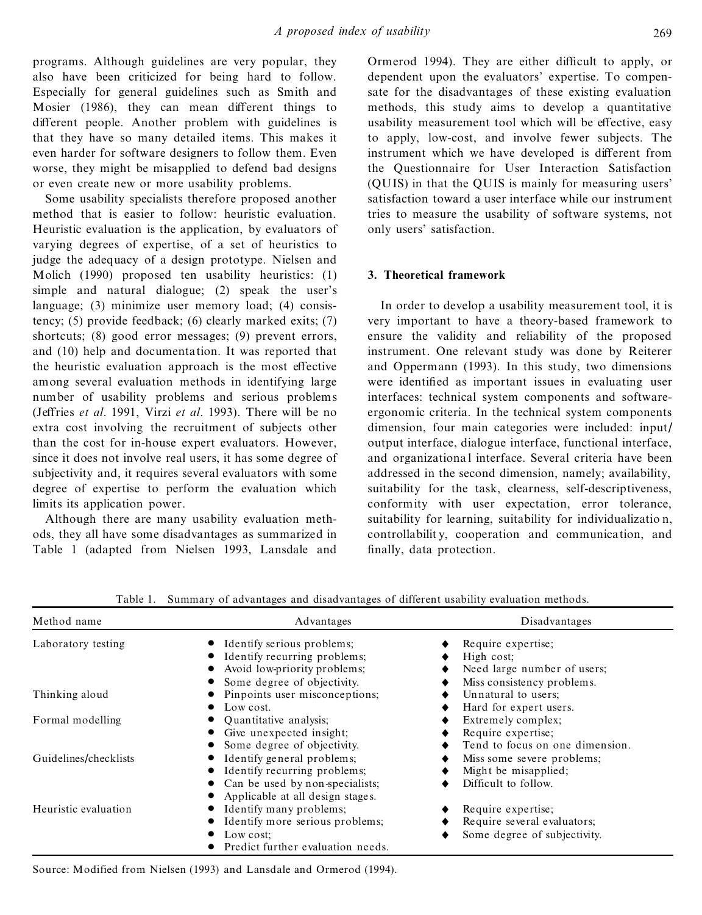programs. Although guidelines are very popular, they also have been criticized for being hard to follow. Especially for general guidelines such as Smith and Mosier (1986), they can mean different things to different people. Another problem with guidelines is that they have so many detailed items. This makes it even harder for software designers to follow them. Even worse, they might be misapplied to defend bad designs or even create new or more usability problems.

Some usability specialists therefore proposed another method that is easier to follow: heuristic evaluation. Heuristic evaluation is the application, by evaluators of varying degrees of expertise, of a set of heuristics to judge the adequacy of a design prototype. Nielsen and Molich (1990) proposed ten usability heuristics: (1) simple and natural dialogue; (2) speak the user's language; (3) minimize user memory load; (4) consistency; (5) provide feedback; (6) clearly marked exits; (7) shortcuts; (8) good error messages; (9) prevent errors, and (10) help and documentation. It was reported that the heuristic evaluation approach is the most effective among several evaluation methods in identifying large number of usability problems and serious problems (Jeffries *et al*. 1991, Virzi *et al*. 1993). There will be no extra cost involving the recruitment of subjects other than the cost for in-house expert evaluators. However, since it does not involve real users, it has some degree of subjectivity and, it requires several evaluators with some degree of expertise to perform the evaluation which limits its application power.

Although there are many usability evaluation methods, they all have some disadvantages as summarized in Table 1 (adapted from Nielsen 1993, Lansdale and Ormerod 1994). They are either difficult to apply, or dependent upon the evaluators' expertise. To compensate for the disadvantages of these existing evaluation methods, this study aims to develop a quantitative usability measurement tool which will be effective, easy to apply, low-cost, and involve fewer subjects. The instrument which we have developed is different from the Questionnaire for User Interaction Satisfaction (QUIS) in that the QUIS is mainly for measuring users' satisfaction toward a user interface while our instrument tries to measure the usability of software systems, not only users' satisfaction.

## 3. Theoretical framework

In order to develop a usability measurement tool, it is very important to have a theory-based framework to ensure the validity and reliability of the proposed instrument. One relevant study was done by Reiterer and Oppermann (1993). In this study, two dimensions were identified as important issues in evaluating user interfaces: technical system components and software-ergonomic criteria. In the technical system components dimension, four main categories were included: input/output interface, dialogue interface, functional interface, and organizational interface. Several criteria have been addressed in the second dimension, namely; availability, suitability for the task, clearness, self-descriptiveness, conformity with user expectation, error tolerance, suitability for learning, suitability for individualization, controllability, cooperation and communication, and finally, data protection.

Table 1. Summary of advantages and disadvantages of different usability evaluation methods.

| Method name | Advantages | Disadvantages |
|---|---|---|
| Laboratory testing | • Identify serious problems;<br>• Identify recurring problems;<br>• Avoid low-priority problems;<br>• Some degree of objectivity. | ◆ Require expertise;<br>◆ High cost;<br>◆ Need large number of users;<br>◆ Miss consistency problems. |
| Thinking aloud | • Pinpoints user misconceptions;<br>• Low cost. | ◆ Unnatural to users;<br>◆ Hard for expert users. |
| Formal modelling | • Quantitative analysis;<br>• Give unexpected insight;<br>• Some degree of objectivity. | ◆ Extremely complex;<br>◆ Require expertise;<br>◆ Tend to focus on one dimension. |
| Guidelines/checklists | • Identify general problems;<br>• Identify recurring problems;<br>• Can be used by non-specialists;<br>• Applicable at all design stages. | ◆ Miss some severe problems;<br>◆ Might be misapplied;<br>◆ Difficult to follow. |
| Heuristic evaluation | • Identify many problems;<br>• Identify more serious problems;<br>• Low cost;<br>• Predict further evaluation needs. | ◆ Require expertise;<br>◆ Require several evaluators;<br>◆ Some degree of subjectivity. |

Source: Modified from Nielsen (1993) and Lansdale and Ormerod (1994).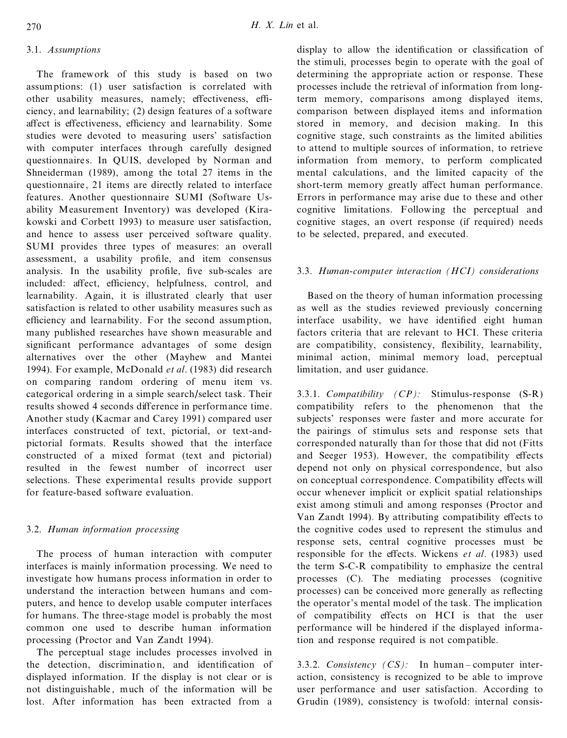### 3.1. *Assumptions*

The framework of this study is based on two assumptions: (1) user satisfaction is correlated with other usability measures, namely; effectiveness, efficiency, and learnability; (2) design features of a software affect is effectiveness, efficiency and learnability. Some studies were devoted to measuring users' satisfaction with computer interfaces through carefully designed questionnaires. In QUIS, developed by Norman and Shneiderman (1989), among the total 27 items in the questionnaire, 21 items are directly related to interface features. Another questionnaire SUMI (Software Usability Measurement Inventory) was developed (Kirakowski and Corbett 1993) to measure user satisfaction, and hence to assess user perceived software quality. SUMI provides three types of measures: an overall assessment, a usability profile, and item consensus analysis. In the usability profile, five sub-scales are included: affect, efficiency, helpfulness, control, and learnability. Again, it is illustrated clearly that user satisfaction is related to other usability measures such as efficiency and learnability. For the second assumption, many published researches have shown measurable and significant performance advantages of some design alternatives over the other (Mayhew and Mantei 1994). For example, McDonald *et al*. (1983) did research on comparing random ordering of menu item vs. categorical ordering in a simple search/select task. Their results showed 4 seconds difference in performance time. Another study (Kacmar and Carey 1991) compared user interfaces constructed of text, pictorial, or text-and-pictorial formats. Results showed that the interface constructed of a mixed format (text and pictorial) resulted in the fewest number of incorrect user selections. These experimental results provide support for feature-based software evaluation.

### 3.2. *Human information processing*

The process of human interaction with computer interfaces is mainly information processing. We need to investigate how humans process information in order to understand the interaction between humans and computers, and hence to develop usable computer interfaces for humans. The three-stage model is probably the most common one used to describe human information processing (Proctor and Van Zandt 1994).

The perceptual stage includes processes involved in the detection, discrimination, and identification of displayed information. If the display is not clear or is not distinguishable, much of the information will be lost. After information has been extracted from a display to allow the identification or classification of the stimuli, processes begin to operate with the goal of determining the appropriate action or response. These processes include the retrieval of information from long-term memory, comparisons among displayed items, comparison between displayed items and information stored in memory, and decision making. In this cognitive stage, such constraints as the limited abilities to attend to multiple sources of information, to retrieve information from memory, to perform complicated mental calculations, and the limited capacity of the short-term memory greatly affect human performance. Errors in performance may arise due to these and other cognitive limitations. Following the perceptual and cognitive stages, an overt response (if required) needs to be selected, prepared, and executed.

### 3.3. *Human-computer interaction (HCI) considerations*

Based on the theory of human information processing as well as the studies reviewed previously concerning interface usability, we have identified eight human factors criteria that are relevant to HCI. These criteria are compatibility, consistency, flexibility, learnability, minimal action, minimal memory load, perceptual limitation, and user guidance.

3.3.1. *Compatibility (CP):* Stimulus-response (S-R) compatibility refers to the phenomenon that the subjects' responses were faster and more accurate for the pairings of stimulus sets and response sets that corresponded naturally than for those that did not (Fitts and Seeger 1953). However, the compatibility effects depend not only on physical correspondence, but also on conceptual correspondence. Compatibility effects will occur whenever implicit or explicit spatial relationships exist among stimuli and among responses (Proctor and Van Zandt 1994). By attributing compatibility effects to the cognitive codes used to represent the stimulus and response sets, central cognitive processes must be responsible for the effects. Wickens *et al*. (1983) used the term S-C-R compatibility to emphasize the central processes (C). The mediating processes (cognitive processes) can be conceived more generally as reflecting the operator's mental model of the task. The implication of compatibility effects on HCI is that the user performance will be hindered if the displayed information and response required is not compatible.

3.3.2. *Consistency (CS):* In human–computer interaction, consistency is recognized to be able to improve user performance and user satisfaction. According to Grudin (1989), consistency is twofold: internal consis-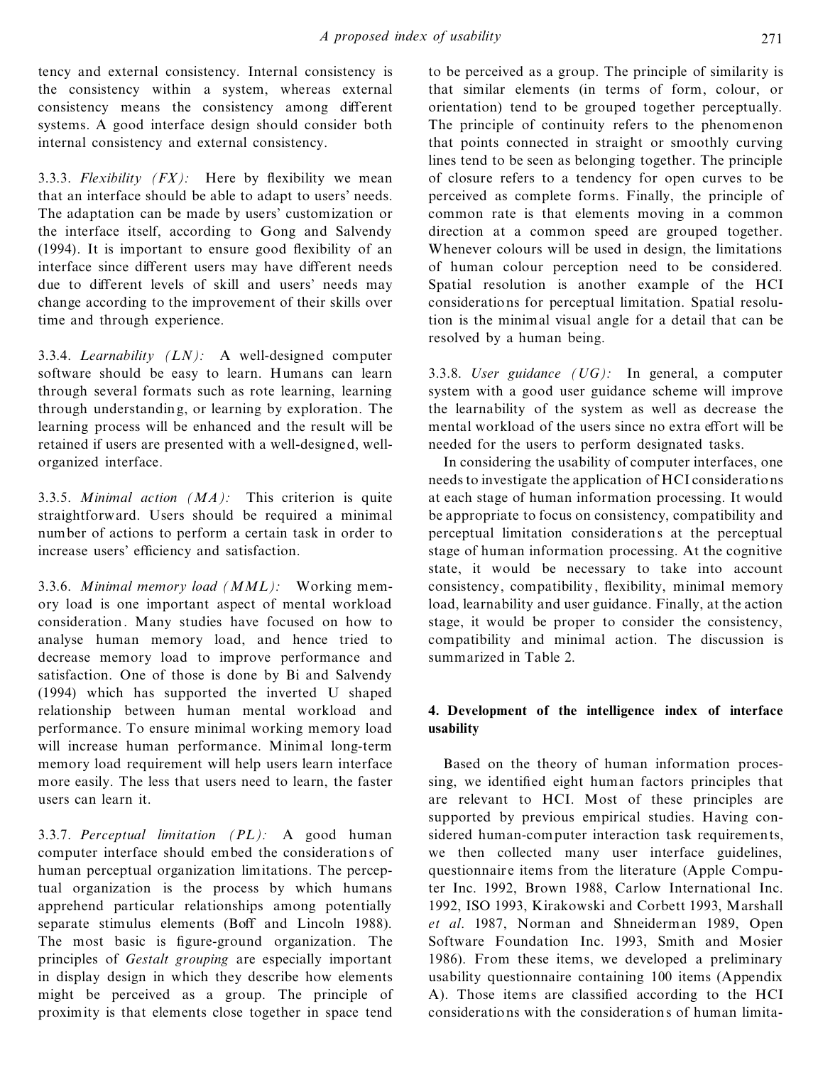tency and external consistency. Internal consistency is the consistency within a system, whereas external consistency means the consistency among different systems. A good interface design should consider both internal consistency and external consistency.

3.3.3. *Flexibility (FX):* Here by flexibility we mean that an interface should be able to adapt to users' needs. The adaptation can be made by users' customization or the interface itself, according to Gong and Salvendy (1994). It is important to ensure good flexibility of an interface since different users may have different needs due to different levels of skill and users' needs may change according to the improvement of their skills over time and through experience.

3.3.4. *Learnability (LN):* A well-designed computer software should be easy to learn. Humans can learn through several formats such as rote learning, learning through understanding, or learning by exploration. The learning process will be enhanced and the result will be retained if users are presented with a well-designed, well-organized interface.

3.3.5. *Minimal action (MA):* This criterion is quite straightforward. Users should be required a minimal number of actions to perform a certain task in order to increase users' efficiency and satisfaction.

3.3.6. *Minimal memory load (MML):* Working memory load is one important aspect of mental workload consideration. Many studies have focused on how to analyse human memory load, and hence tried to decrease memory load to improve performance and satisfaction. One of those is done by Bi and Salvendy (1994) which has supported the inverted U shaped relationship between human mental workload and performance. To ensure minimal working memory load will increase human performance. Minimal long-term memory load requirement will help users learn interface more easily. The less that users need to learn, the faster users can learn it.

3.3.7. *Perceptual limitation (PL):* A good human computer interface should embed the considerations of human perceptual organization limitations. The perceptual organization is the process by which humans apprehend particular relationships among potentially separate stimulus elements (Boff and Lincoln 1988). The most basic is figure-ground organization. The principles of *Gestalt grouping* are especially important in display design in which they describe how elements might be perceived as a group. The principle of proximity is that elements close together in space tend to be perceived as a group. The principle of similarity is that similar elements (in terms of form, colour, or orientation) tend to be grouped together perceptually. The principle of continuity refers to the phenomenon that points connected in straight or smoothly curving lines tend to be seen as belonging together. The principle of closure refers to a tendency for open curves to be perceived as complete forms. Finally, the principle of common rate is that elements moving in a common direction at a common speed are grouped together. Whenever colours will be used in design, the limitations of human colour perception need to be considered. Spatial resolution is another example of the HCI considerations for perceptual limitation. Spatial resolution is the minimal visual angle for a detail that can be resolved by a human being.

3.3.8. *User guidance (UG):* In general, a computer system with a good user guidance scheme will improve the learnability of the system as well as decrease the mental workload of the users since no extra effort will be needed for the users to perform designated tasks.

In considering the usability of computer interfaces, one needs to investigate the application of HCI considerations at each stage of human information processing. It would be appropriate to focus on consistency, compatibility and perceptual limitation considerations at the perceptual stage of human information processing. At the cognitive state, it would be necessary to take into account consistency, compatibility, flexibility, minimal memory load, learnability and user guidance. Finally, at the action stage, it would be proper to consider the consistency, compatibility and minimal action. The discussion is summarized in Table 2.

## 4. Development of the intelligence index of interface usability

Based on the theory of human information processing, we identified eight human factors principles that are relevant to HCI. Most of these principles are supported by previous empirical studies. Having considered human-computer interaction task requirements, we then collected many user interface guidelines, questionnaire items from the literature (Apple Computer Inc. 1992, Brown 1988, Carlow International Inc. 1992, ISO 1993, Kirakowski and Corbett 1993, Marshall *et al.* 1987, Norman and Shneiderman 1989, Open Software Foundation Inc. 1993, Smith and Mosier 1986). From these items, we developed a preliminary usability questionnaire containing 100 items (Appendix A). Those items are classified according to the HCI considerations with the considerations of human limita-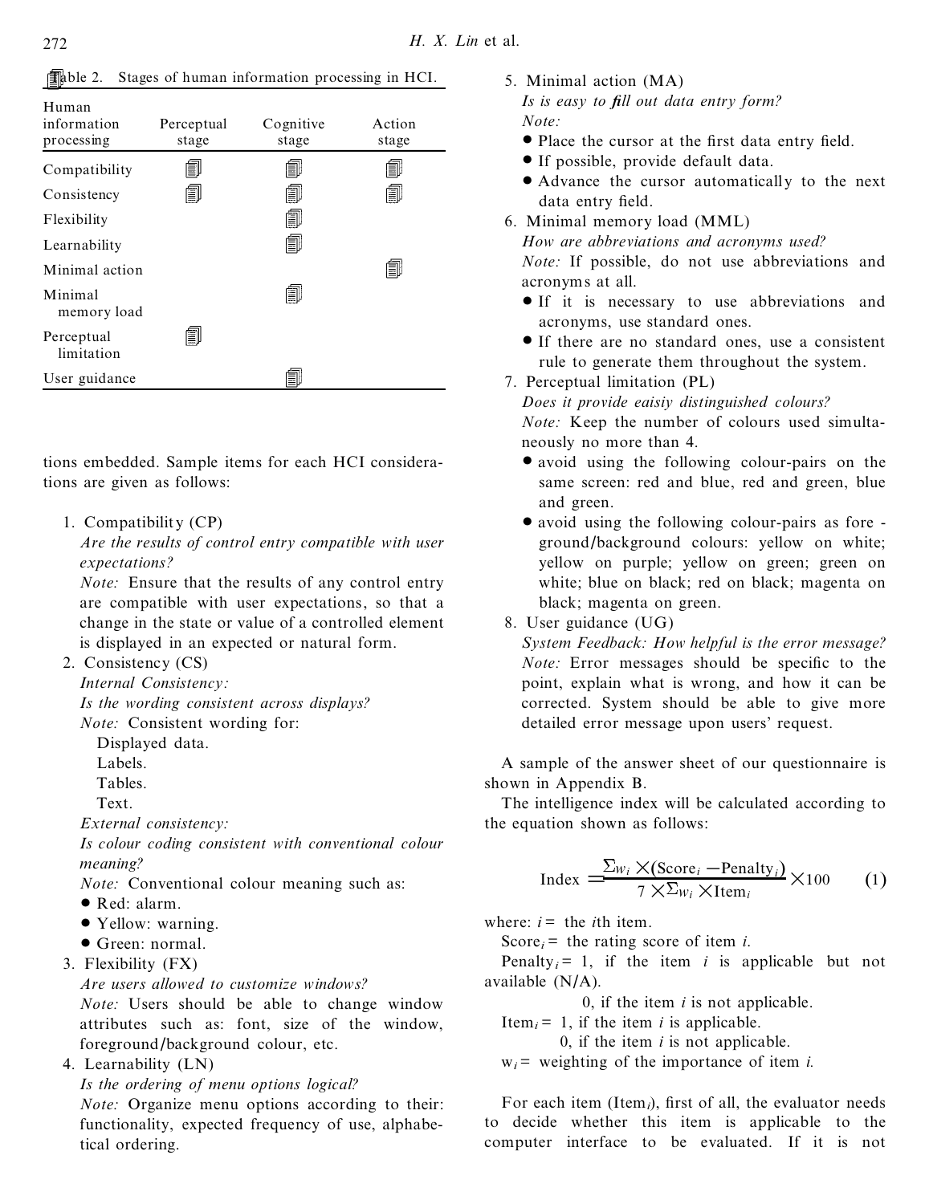Table 2. Stages of human information processing in HCI.

| Human information processing | Perceptual stage | Cognitive stage | Action stage |
|---|---|---|---|
| Compatibility | ✓ | ✓ | ✓ |
| Consistency | ✓ | ✓ | ✓ |
| Flexibility | | ✓ | |
| Learnability | | ✓ | |
| Minimal action | | | ✓ |
| Minimal memory load | | ✓ | |
| Perceptual limitation | ✓ | | |
| User guidance | | ✓ | |

tions embedded. Sample items for each HCI considerations are given as follows:

1. Compatibility (CP)
   *Are the results of control entry compatible with user expectations?*
   *Note:* Ensure that the results of any control entry are compatible with user expectations, so that a change in the state or value of a controlled element is displayed in an expected or natural form.
2. Consistency (CS)
   *Internal Consistency:*
   *Is the wording consistent across displays?*
   *Note:* Consistent wording for:
   Displayed data.
   Labels.
   Tables.
   Text.
   *External consistency:*
   *Is colour coding consistent with conventional colour meaning?*
   *Note:* Conventional colour meaning such as:
   - Red: alarm.
   - Yellow: warning.
   - Green: normal.
3. Flexibility (FX)
   *Are users allowed to customize windows?*
   *Note:* Users should be able to change window attributes such as: font, size of the window, foreground/background colour, etc.
4. Learnability (LN)
   *Is the ordering of menu options logical?*
   *Note:* Organize menu options according to their: functionality, expected frequency of use, alphabetical ordering.
5. Minimal action (MA)
   *Is is easy to fill out data entry form?*
   *Note:*
   - Place the cursor at the first data entry field.
   - If possible, provide default data.
   - Advance the cursor automatically to the next data entry field.
6. Minimal memory load (MML)
   *How are abbreviations and acronyms used?*
   *Note:* If possible, do not use abbreviations and acronyms at all.
   - If it is necessary to use abbreviations and acronyms, use standard ones.
   - If there are no standard ones, use a consistent rule to generate them throughout the system.
7. Perceptual limitation (PL)
   *Does it provide eaisiy distinguished colours?*
   *Note:* Keep the number of colours used simultaneously no more than 4.
   - avoid using the following colour-pairs on the same screen: red and blue, red and green, blue and green.
   - avoid using the following colour-pairs as fore - ground/background colours: yellow on white; yellow on purple; yellow on green; green on white; blue on black; red on black; magenta on black; magenta on green.
8. User guidance (UG)
   *System Feedback: How helpful is the error message?*
   *Note:* Error messages should be specific to the point, explain what is wrong, and how it can be corrected. System should be able to give more detailed error message upon users' request.

A sample of the answer sheet of our questionnaire is shown in Appendix B.

The intelligence index will be calculated according to the equation shown as follows:

$$\text{Index} = \frac{\Sigma w_i \times (\text{Score}_i - \text{Penalty}_i)}{7 \times \Sigma w_i \times \text{Item}_i} \times 100 \qquad (1)$$

where: $i$ = the $i$th item.

$\text{Score}_i$ = the rating score of item $i$.

$\text{Penalty}_i$ = 1, if the item $i$ is applicable but not available (N/A).

0, if the item $i$ is not applicable.

$\text{Item}_i$ = 1, if the item $i$ is applicable.

0, if the item $i$ is not applicable.

$w_i$ = weighting of the importance of item $i$.

For each item ($\text{Item}_i$), first of all, the evaluator needs to decide whether this item is applicable to the computer interface to be evaluated. If it is not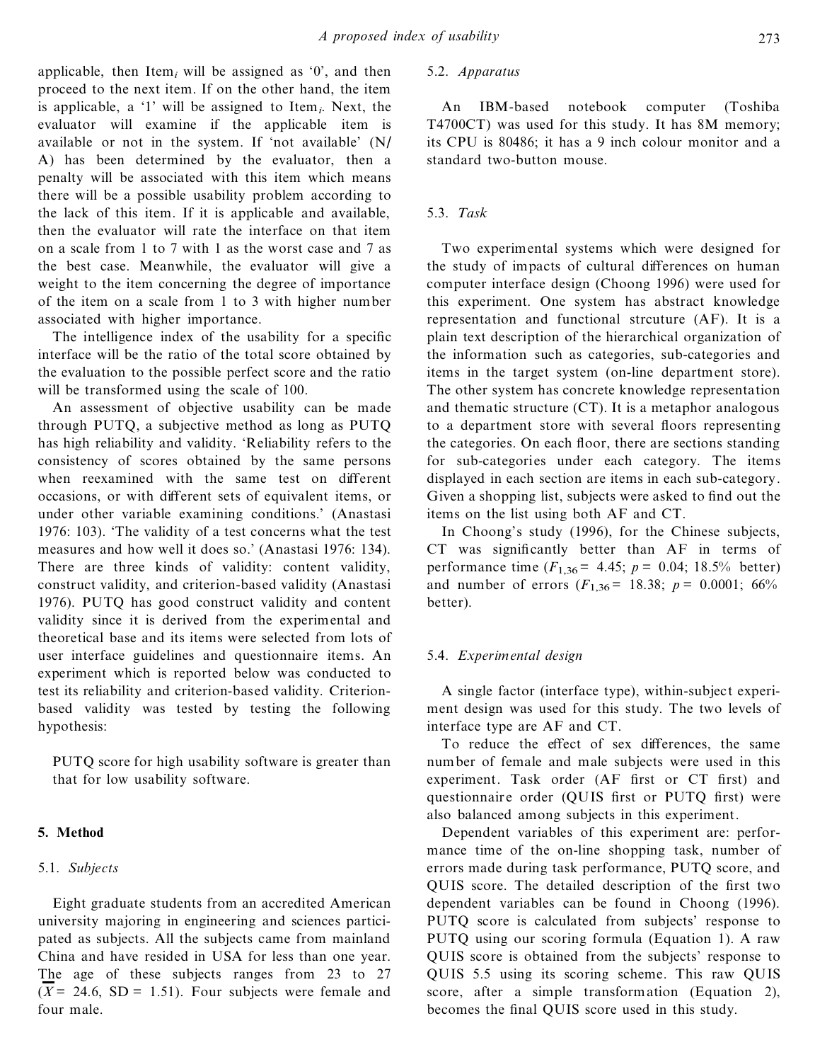applicable, then $\text{Item}_i$ will be assigned as '0', and then proceed to the next item. If on the other hand, the item is applicable, a '1' will be assigned to $\text{Item}_i$. Next, the evaluator will examine if the applicable item is available or not in the system. If 'not available' (N/A) has been determined by the evaluator, then a penalty will be associated with this item which means there will be a possible usability problem according to the lack of this item. If it is applicable and available, then the evaluator will rate the interface on that item on a scale from 1 to 7 with 1 as the worst case and 7 as the best case. Meanwhile, the evaluator will give a weight to the item concerning the degree of importance of the item on a scale from 1 to 3 with higher number associated with higher importance.

The intelligence index of the usability for a specific interface will be the ratio of the total score obtained by the evaluation to the possible perfect score and the ratio will be transformed using the scale of 100.

An assessment of objective usability can be made through PUTQ, a subjective method as long as PUTQ has high reliability and validity. 'Reliability refers to the consistency of scores obtained by the same persons when reexamined with the same test on different occasions, or with different sets of equivalent items, or under other variable examining conditions.' (Anastasi 1976: 103). 'The validity of a test concerns what the test measures and how well it does so.' (Anastasi 1976: 134). There are three kinds of validity: content validity, construct validity, and criterion-based validity (Anastasi 1976). PUTQ has good construct validity and content validity since it is derived from the experimental and theoretical base and its items were selected from lots of user interface guidelines and questionnaire items. An experiment which is reported below was conducted to test its reliability and criterion-based validity. Criterion-based validity was tested by testing the following hypothesis:

> PUTQ score for high usability software is greater than that for low usability software.

## 5. Method

### 5.1. *Subjects*

Eight graduate students from an accredited American university majoring in engineering and sciences participated as subjects. All the subjects came from mainland China and have resided in USA for less than one year. The age of these subjects ranges from 23 to 27 ($\bar{X} = 24.6$, $SD = 1.51$). Four subjects were female and four male.

### 5.2. *Apparatus*

An IBM-based notebook computer (Toshiba T4700CT) was used for this study. It has 8M memory; its CPU is 80486; it has a 9 inch colour monitor and a standard two-button mouse.

### 5.3. *Task*

Two experimental systems which were designed for the study of impacts of cultural differences on human computer interface design (Choong 1996) were used for this experiment. One system has abstract knowledge representation and functional strcuture (AF). It is a plain text description of the hierarchical organization of the information such as categories, sub-categories and items in the target system (on-line department store). The other system has concrete knowledge representation and thematic structure (CT). It is a metaphor analogous to a department store with several floors representing the categories. On each floor, there are sections standing for sub-categories under each category. The items displayed in each section are items in each sub-category. Given a shopping list, subjects were asked to find out the items on the list using both AF and CT.

In Choong's study (1996), for the Chinese subjects, CT was significantly better than AF in terms of performance time ($F_{1,36} = 4.45$; $p = 0.04$; 18.5% better) and number of errors ($F_{1,36} = 18.38$; $p = 0.0001$; 66% better).

### 5.4. *Experimental design*

A single factor (interface type), within-subject experiment design was used for this study. The two levels of interface type are AF and CT.

To reduce the effect of sex differences, the same number of female and male subjects were used in this experiment. Task order (AF first or CT first) and questionnaire order (QUIS first or PUTQ first) were also balanced among subjects in this experiment.

Dependent variables of this experiment are: performance time of the on-line shopping task, number of errors made during task performance, PUTQ score, and QUIS score. The detailed description of the first two dependent variables can be found in Choong (1996). PUTQ score is calculated from subjects' response to PUTQ using our scoring formula (Equation 1). A raw QUIS score is obtained from the subjects' response to QUIS 5.5 using its scoring scheme. This raw QUIS score, after a simple transformation (Equation 2), becomes the final QUIS score used in this study.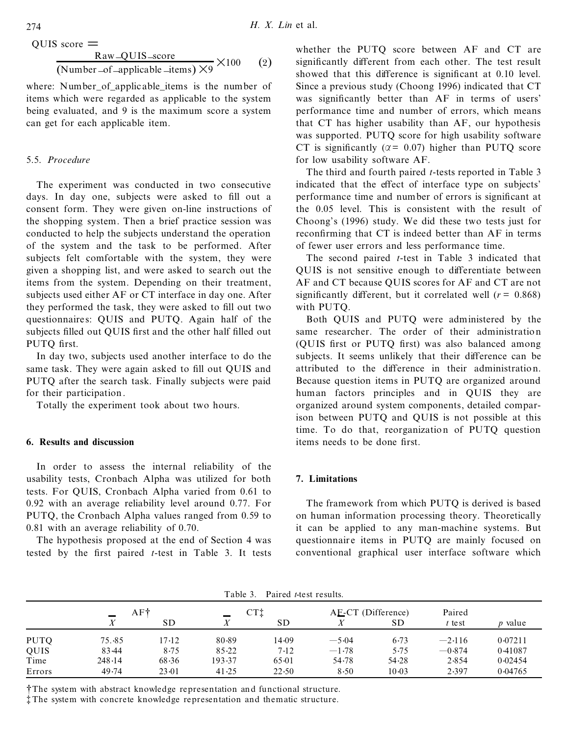$$\text{QUIS score} = \frac{\text{Raw\_QUIS\_score}}{(\text{Number\_of\_applicable\_items}) \times 9} \times 100 \quad (2)$$

where: Number_of_applicable_items is the number of items which were regarded as applicable to the system being evaluated, and 9 is the maximum score a system can get for each applicable item.

### 5.5. *Procedure*

The experiment was conducted in two consecutive days. In day one, subjects were asked to fill out a consent form. They were given on-line instructions of the shopping system. Then a brief practice session was conducted to help the subjects understand the operation of the system and the task to be performed. After subjects felt comfortable with the system, they were given a shopping list, and were asked to search out the items from the system. Depending on their treatment, subjects used either AF or CT interface in day one. After they performed the task, they were asked to fill out two questionnaires: QUIS and PUTQ. Again half of the subjects filled out QUIS first and the other half filled out PUTQ first.

In day two, subjects used another interface to do the same task. They were again asked to fill out QUIS and PUTQ after the search task. Finally subjects were paid for their participation.

Totally the experiment took about two hours.

## 6. Results and discussion

In order to assess the internal reliability of the usability tests, Cronbach Alpha was utilized for both tests. For QUIS, Cronbach Alpha varied from 0.61 to 0.92 with an average reliability level around 0.77. For PUTQ, the Cronbach Alpha values ranged from 0.59 to 0.81 with an average reliability of 0.70.

The hypothesis proposed at the end of Section 4 was tested by the first paired *t*-test in Table 3. It tests whether the PUTQ score between AF and CT are significantly different from each other. The test result showed that this difference is significant at 0.10 level. Since a previous study (Choong 1996) indicated that CT was significantly better than AF in terms of users' performance time and number of errors, which means that CT has higher usability than AF, our hypothesis was supported. PUTQ score for high usability software CT is significantly ($\alpha = 0.07$) higher than PUTQ score for low usability software AF.

The third and fourth paired *t*-tests reported in Table 3 indicated that the effect of interface type on subjects' performance time and number of errors is significant at the 0.05 level. This is consistent with the result of Choong's (1996) study. We did these two tests just for reconfirming that CT is indeed better than AF in terms of fewer user errors and less performance time.

The second paired *t*-test in Table 3 indicated that QUIS is not sensitive enough to differentiate between AF and CT because QUIS scores for AF and CT are not significantly different, but it correlated well ($r = 0.868$) with PUTQ.

Both QUIS and PUTQ were administered by the same researcher. The order of their administration (QUIS first or PUTQ first) was also balanced among subjects. It seems unlikely that their difference can be attributed to the difference in their administration. Because question items in PUTQ are organized around human factors principles and in QUIS they are organized around system components, detailed comparison between PUTQ and QUIS is not possible at this time. To do that, reorganization of PUTQ question items needs to be done first.

## 7. Limitations

The framework from which PUTQ is derived is based on human information processing theory. Theoretically it can be applied to any man-machine systems. But questionnaire items in PUTQ are mainly focused on conventional graphical user interface software which

Table 3. Paired *t*-test results.

| | AF† | | CT‡ | | AF-CT (Difference) | | Paired | |
|---|---|---|---|---|---|---|---|---|
| | $\bar{X}$ | SD | $\bar{X}$ | SD | $\bar{X}$ | SD | *t* test | *p* value |
| PUTQ | 75.85 | 17.12 | 80.89 | 14.09 | −5.04 | 6.73 | −2.116 | 0.07211 |
| QUIS | 83.44 | 8.75 | 85.22 | 7.12 | −1.78 | 5.75 | −0.874 | 0.41087 |
| Time | 248.14 | 68.36 | 193.37 | 65.01 | 54.78 | 54.28 | 2.854 | 0.02454 |
| Errors | 49.74 | 23.01 | 41.25 | 22.50 | 8.50 | 10.03 | 2.397 | 0.04765 |

†The system with abstract knowledge representation and functional structure.
‡The system with concrete knowledge representation and thematic structure.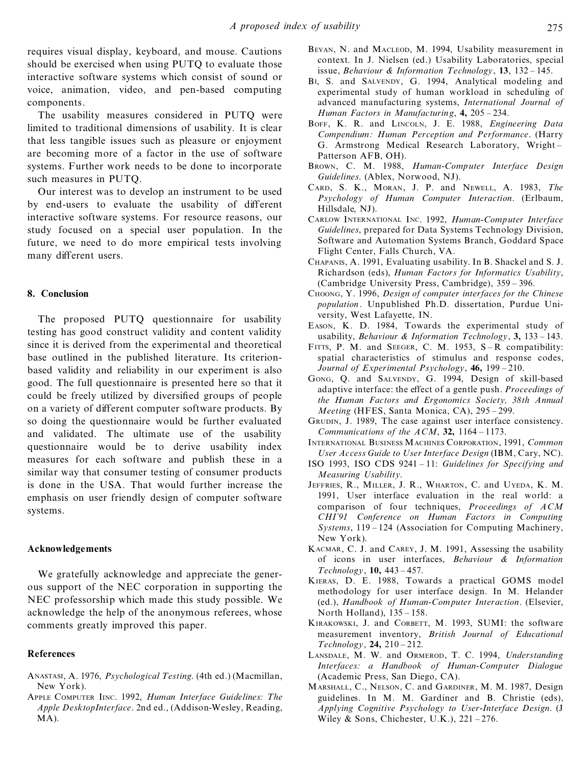requires visual display, keyboard, and mouse. Cautions should be exercised when using PUTQ to evaluate those interactive software systems which consist of sound or voice, animation, video, and pen-based computing components.

The usability measures considered in PUTQ were limited to traditional dimensions of usability. It is clear that less tangible issues such as pleasure or enjoyment are becoming more of a factor in the use of software systems. Further work needs to be done to incorporate such measures in PUTQ.

Our interest was to develop an instrument to be used by end-users to evaluate the usability of different interactive software systems. For resource reasons, our study focused on a special user population. In the future, we need to do more empirical tests involving many different users.

## 8. Conclusion

The proposed PUTQ questionnaire for usability testing has good construct validity and content validity since it is derived from the experimental and theoretical base outlined in the published literature. Its criterion-based validity and reliability in our experiment is also good. The full questionnaire is presented here so that it could be freely utilized by diversified groups of people on a variety of different computer software products. By so doing the questionnaire would be further evaluated and validated. The ultimate use of the usability questionnaire would be to derive usability index measures for each software and publish these in a similar way that consumer testing of consumer products is done in the USA. That would further increase the emphasis on user friendly design of computer software systems.

## Acknowledgements

We gratefully acknowledge and appreciate the generous support of the NEC corporation in supporting the NEC professorship which made this study possible. We acknowledge the help of the anonymous referees, whose comments greatly improved this paper.

## References

Anastasi, A. 1976, *Psychological Testing.* (4th ed.) (Macmillan, New York).

Apple Computer Iinc. 1992, *Human Interface Guidelines: The Apple DesktopInterface*. 2nd ed., (Addison-Wesley, Reading, MA).

Bevan, N. and Macleod, M. 1994, Usability measurement in context. In J. Nielsen (ed.) Usability Laboratories, special issue, *Behaviour & Information Technology*, **13**, 132 – 145.

Bi, S. and Salvendy, G. 1994, Analytical modeling and experimental study of human workload in scheduling of advanced manufacturing systems, *International Journal of Human Factors in Manufacturing*, **4,** 205 – 234.

Boff, K. R. and Lincoln, J. E. 1988, *Engineering Data Compendium: Human Perception and Performance*. (Harry G. Armstrong Medical Research Laboratory, Wright – Patterson AFB, OH).

Brown, C. M. 1988, *Human-Computer Interface Design Guidelines*. (Ablex, Norwood, NJ).

Card, S. K., Moran, J. P. and Newell, A. 1983, *The Psychology of Human Computer Interaction*. (Erlbaum, Hillsdale, NJ).

Carlow International Inc. 1992, *Human-Computer Interface Guidelines*, prepared for Data Systems Technology Division, Software and Automation Systems Branch, Goddard Space Flight Center, Falls Church, VA.

Chapanis, A. 1991, Evaluating usability. In B. Shackel and S. J. Richardson (eds), *Human Factors for Informatics Usability*, (Cambridge University Press, Cambridge), 359 – 396.

Choong, Y. 1996, *Design of computer interfaces for the Chinese population*. Unpublished Ph.D. dissertation, Purdue University, West Lafayette, IN.

Eason, K. D. 1984, Towards the experimental study of usability, *Behaviour & Information Technology*, **3,** 133 – 143.

Fitts, P. M. and Seeger, C. M. 1953, S – R compatibility: spatial characteristics of stimulus and response codes, *Journal of Experimental Psychology*, **46,** 199 – 210.

Gong, Q. and Salvendy, G. 1994, Design of skill-based adaptive interface: the effect of a gentle push. *Proceedings of the Human Factors and Ergonomics Society, 38th Annual Meeting* (HFES, Santa Monica, CA), 295 – 299.

Grudin, J. 1989, The case against user interface consistency. *Communications of the ACM*, **32,** 1164 – 1173.

International Business Machines Corporation, 1991, *Common User Access Guide to User Interface Design* (IBM, Cary, NC).

ISO 1993, ISO CDS 9241 – 11: *Guidelines for Specifying and Measuring Usability*.

Jeffries, R., Miller, J. R., Wharton, C. and Uyeda, K. M. 1991, User interface evaluation in the real world: a comparison of four techniques, *Proceedings of ACM CHI'91 Conference on Human Factors in Computing Systems*, 119 – 124 (Association for Computing Machinery, New York).

Kacmar, C. J. and Carey, J. M. 1991, Assessing the usability of icons in user interfaces, *Behaviour & Information Technology*, **10,** 443 – 457.

Kieras, D. E. 1988, Towards a practical GOMS model methodology for user interface design. In M. Helander (ed.), *Handbook of Human-Computer Interaction*. (Elsevier, North Holland), 135 – 158.

Kirakowski, J. and Corbett, M. 1993, SUMI: the software measurement inventory, *British Journal of Educational Technology*, **24,** 210 – 212.

Lansdale, M. W. and Ormerod, T. C. 1994, *Understanding Interfaces: a Handbook of Human-Computer Dialogue* (Academic Press, San Diego, CA).

Marshall, C., Nelson, C. and Gardiner, M. M. 1987, Design guidelines. In M. M. Gardiner and B. Christie (eds), *Applying Cognitive Psychology to User-Interface Design*. (J Wiley & Sons, Chichester, U.K.), 221 – 276.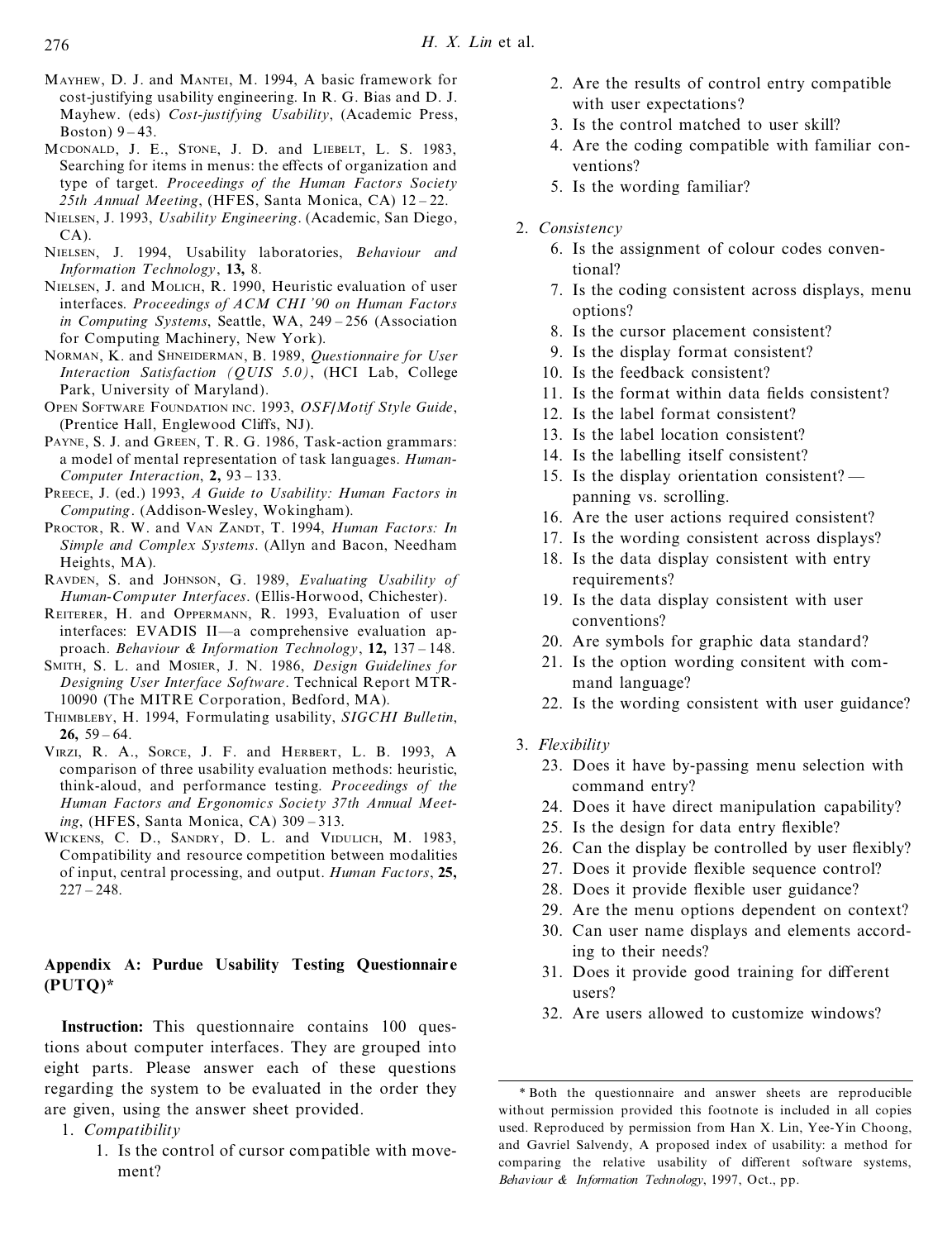Mayhew, D. J. and Mantei, M. 1994, A basic framework for cost-justifying usability engineering. In R. G. Bias and D. J. Mayhew. (eds) *Cost-justifying Usability*, (Academic Press, Boston) 9 – 43.

McDonald, J. E., Stone, J. D. and Liebelt, L. S. 1983, Searching for items in menus: the effects of organization and type of target. *Proceedings of the Human Factors Society 25th Annual Meeting*, (HFES, Santa Monica, CA) 12 – 22.

Nielsen, J. 1993, *Usability Engineering*. (Academic, San Diego, CA).

Nielsen, J. 1994, Usability laboratories, *Behaviour and Information Technology*, **13,** 8.

Nielsen, J. and Molich, R. 1990, Heuristic evaluation of user interfaces. *Proceedings of ACM CHI '90 on Human Factors in Computing Systems*, Seattle, WA, 249 – 256 (Association for Computing Machinery, New York).

Norman, K. and Shneiderman, B. 1989, *Questionnaire for User Interaction Satisfaction (QUIS 5.0)*, (HCI Lab, College Park, University of Maryland).

Open Software Foundation inc. 1993, *OSF/Motif Style Guide*, (Prentice Hall, Englewood Cliffs, NJ).

Payne, S. J. and Green, T. R. G. 1986, Task-action grammars: a model of mental representation of task languages. *Human-Computer Interaction*, **2,** 93 – 133.

Preece, J. (ed.) 1993, *A Guide to Usability: Human Factors in Computing*. (Addison-Wesley, Wokingham).

Proctor, R. W. and Van Zandt, T. 1994, *Human Factors: In Simple and Complex Systems*. (Allyn and Bacon, Needham Heights, MA).

Ravden, S. and Johnson, G. 1989, *Evaluating Usability of Human-Computer Interfaces*. (Ellis-Horwood, Chichester).

Reiterer, H. and Oppermann, R. 1993, Evaluation of user interfaces: EVADIS II—a comprehensive evaluation approach. *Behaviour & Information Technology*, **12,** 137 – 148.

Smith, S. L. and Mosier, J. N. 1986, *Design Guidelines for Designing User Interface Software*. Technical Report MTR-10090 (The MITRE Corporation, Bedford, MA).

Thimbleby, H. 1994, Formulating usability, *SIGCHI Bulletin*, **26,** 59 – 64.

Virzi, R. A., Sorce, J. F. and Herbert, L. B. 1993, A comparison of three usability evaluation methods: heuristic, think-aloud, and performance testing. *Proceedings of the Human Factors and Ergonomics Society 37th Annual Meeting*, (HFES, Santa Monica, CA) 309 – 313.

Wickens, C. D., Sandry, D. L. and Vidulich, M. 1983, Compatibility and resource competition between modalities of input, central processing, and output. *Human Factors*, **25,** 227 – 248.

## Appendix A: Purdue Usability Testing Questionnaire (PUTQ)*

**Instruction:** This questionnaire contains 100 questions about computer interfaces. They are grouped into eight parts. Please answer each of these questions regarding the system to be evaluated in the order they are given, using the answer sheet provided.

1. *Compatibility*
    1. Is the control of cursor compatible with movement?
    2. Are the results of control entry compatible with user expectations?
    3. Is the control matched to user skill?
    4. Are the coding compatible with familiar conventions?
    5. Is the wording familiar?

2. *Consistency*
    6. Is the assignment of colour codes conventional?
    7. Is the coding consistent across displays, menu options?
    8. Is the cursor placement consistent?
    9. Is the display format consistent?
    10. Is the feedback consistent?
    11. Is the format within data fields consistent?
    12. Is the label format consistent?
    13. Is the label location consistent?
    14. Is the labelling itself consistent?
    15. Is the display orientation consistent? — panning vs. scrolling.
    16. Are the user actions required consistent?
    17. Is the wording consistent across displays?
    18. Is the data display consistent with entry requirements?
    19. Is the data display consistent with user conventions?
    20. Are symbols for graphic data standard?
    21. Is the option wording consitent with command language?
    22. Is the wording consistent with user guidance?

3. *Flexibility*
    23. Does it have by-passing menu selection with command entry?
    24. Does it have direct manipulation capability?
    25. Is the design for data entry flexible?
    26. Can the display be controlled by user flexibly?
    27. Does it provide flexible sequence control?
    28. Does it provide flexible user guidance?
    29. Are the menu options dependent on context?
    30. Can user name displays and elements according to their needs?
    31. Does it provide good training for different users?
    32. Are users allowed to customize windows?

\* Both the questionnaire and answer sheets are reproducible without permission provided this footnote is included in all copies used. Reproduced by permission from Han X. Lin, Yee-Yin Choong, and Gavriel Salvendy, A proposed index of usability: a method for comparing the relative usability of different software systems, *Behaviour & Information Technology*, 1997, Oct., pp.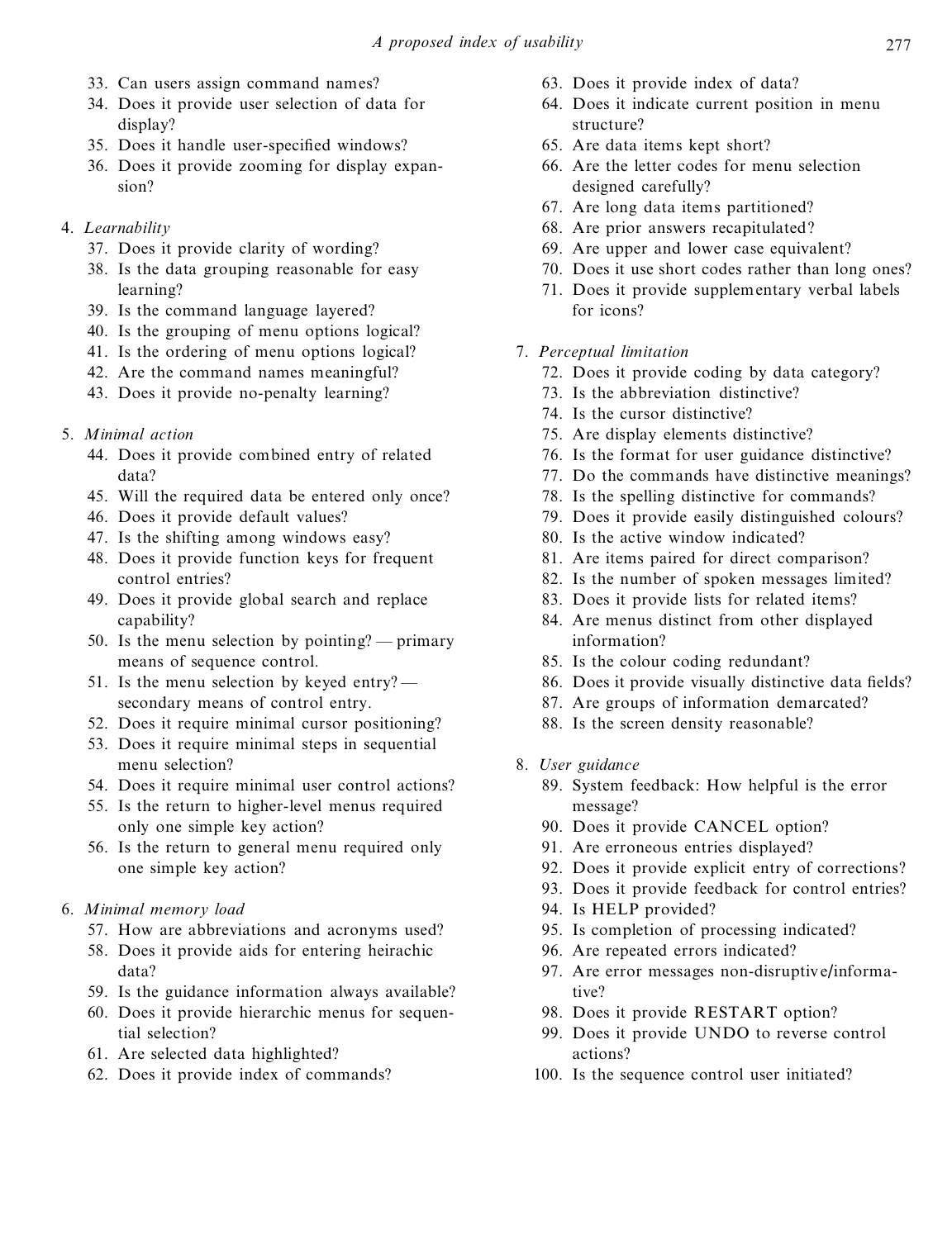33. Can users assign command names?
34. Does it provide user selection of data for display?
35. Does it handle user-specified windows?
36. Does it provide zooming for display expansion?

4. *Learnability*
   37. Does it provide clarity of wording?
   38. Is the data grouping reasonable for easy learning?
   39. Is the command language layered?
   40. Is the grouping of menu options logical?
   41. Is the ordering of menu options logical?
   42. Are the command names meaningful?
   43. Does it provide no-penalty learning?

5. *Minimal action*
   44. Does it provide combined entry of related data?
   45. Will the required data be entered only once?
   46. Does it provide default values?
   47. Is the shifting among windows easy?
   48. Does it provide function keys for frequent control entries?
   49. Does it provide global search and replace capability?
   50. Is the menu selection by pointing? — primary means of sequence control.
   51. Is the menu selection by keyed entry? — secondary means of control entry.
   52. Does it require minimal cursor positioning?
   53. Does it require minimal steps in sequential menu selection?
   54. Does it require minimal user control actions?
   55. Is the return to higher-level menus required only one simple key action?
   56. Is the return to general menu required only one simple key action?

6. *Minimal memory load*
   57. How are abbreviations and acronyms used?
   58. Does it provide aids for entering heirachic data?
   59. Is the guidance information always available?
   60. Does it provide hierarchic menus for sequential selection?
   61. Are selected data highlighted?
   62. Does it provide index of commands?
   63. Does it provide index of data?
   64. Does it indicate current position in menu structure?
   65. Are data items kept short?
   66. Are the letter codes for menu selection designed carefully?
   67. Are long data items partitioned?
   68. Are prior answers recapitulated?
   69. Are upper and lower case equivalent?
   70. Does it use short codes rather than long ones?
   71. Does it provide supplementary verbal labels for icons?

7. *Perceptual limitation*
   72. Does it provide coding by data category?
   73. Is the abbreviation distinctive?
   74. Is the cursor distinctive?
   75. Are display elements distinctive?
   76. Is the format for user guidance distinctive?
   77. Do the commands have distinctive meanings?
   78. Is the spelling distinctive for commands?
   79. Does it provide easily distinguished colours?
   80. Is the active window indicated?
   81. Are items paired for direct comparison?
   82. Is the number of spoken messages limited?
   83. Does it provide lists for related items?
   84. Are menus distinct from other displayed information?
   85. Is the colour coding redundant?
   86. Does it provide visually distinctive data fields?
   87. Are groups of information demarcated?
   88. Is the screen density reasonable?

8. *User guidance*
   89. System feedback: How helpful is the error message?
   90. Does it provide CANCEL option?
   91. Are erroneous entries displayed?
   92. Does it provide explicit entry of corrections?
   93. Does it provide feedback for control entries?
   94. Is HELP provided?
   95. Is completion of processing indicated?
   96. Are repeated errors indicated?
   97. Are error messages non-disruptive/informative?
   98. Does it provide RESTART option?
   99. Does it provide UNDO to reverse control actions?
   100. Is the sequence control user initiated?